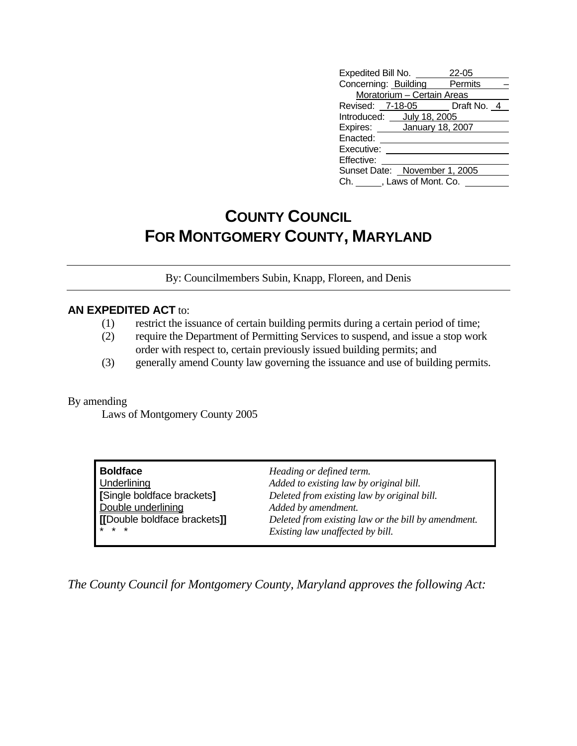Expedited Bill No. 22-05
Concerning: Building Permits – Moratorium – Certain Areas
Revised: 7-18-05 Draft No. 4
Introduced: July 18, 2005
Expires: January 18, 2007
Enacted:
Executive:
Effective:
Sunset Date: November 1, 2005
Ch. ____, Laws of Mont. Co. ____

# COUNTY COUNCIL FOR MONTGOMERY COUNTY, MARYLAND

By: Councilmembers Subin, Knapp, Floreen, and Denis

**AN EXPEDITED ACT** to:

(1) restrict the issuance of certain building permits during a certain period of time;
(2) require the Department of Permitting Services to suspend, and issue a stop work order with respect to, certain previously issued building permits; and
(3) generally amend County law governing the issuance and use of building permits.

By amending
Laws of Montgomery County 2005

| | |
|---|---|
| **Boldface** | *Heading or defined term.* |
| Underlining | *Added to existing law by original bill.* |
| **[**Single boldface brackets**]** | *Deleted from existing law by original bill.* |
| Double underlining | *Added by amendment.* |
| **[[**Double boldface brackets**]]** | *Deleted from existing law or the bill by amendment.* |
| * * * | *Existing law unaffected by bill.* |

*The County Council for Montgomery County, Maryland approves the following Act:*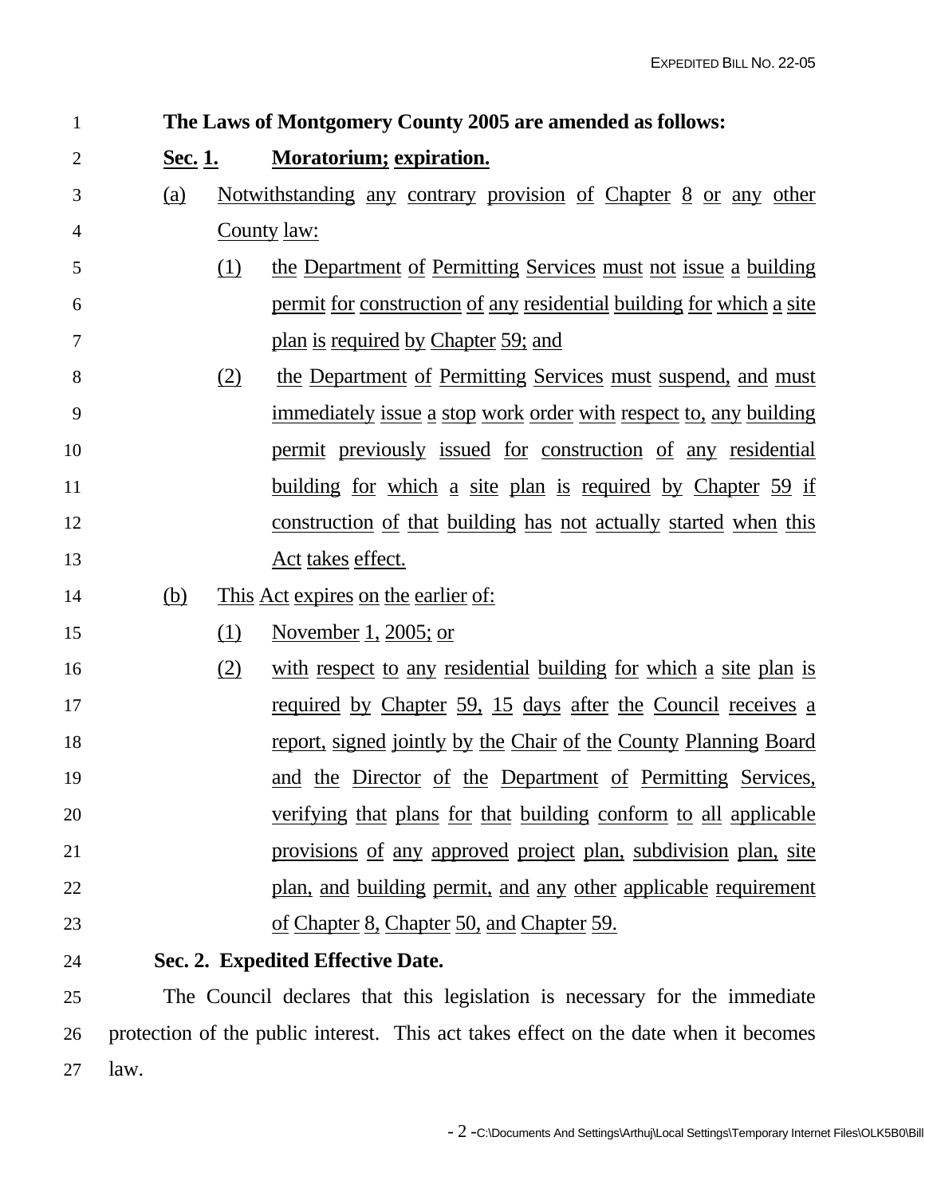**The Laws of Montgomery County 2005 are amended as follows:**

**Sec. 1. Moratorium; expiration.**

(a) Notwithstanding any contrary provision of Chapter 8 or any other County law:

(1) the Department of Permitting Services must not issue a building permit for construction of any residential building for which a site plan is required by Chapter 59; and

(2) the Department of Permitting Services must suspend, and must immediately issue a stop work order with respect to, any building permit previously issued for construction of any residential building for which a site plan is required by Chapter 59 if construction of that building has not actually started when this Act takes effect.

(b) This Act expires on the earlier of:

(1) November 1, 2005; or

(2) with respect to any residential building for which a site plan is required by Chapter 59, 15 days after the Council receives a report, signed jointly by the Chair of the County Planning Board and the Director of the Department of Permitting Services, verifying that plans for that building conform to all applicable provisions of any approved project plan, subdivision plan, site plan, and building permit, and any other applicable requirement of Chapter 8, Chapter 50, and Chapter 59.

**Sec. 2. Expedited Effective Date.**

The Council declares that this legislation is necessary for the immediate protection of the public interest. This act takes effect on the date when it becomes law.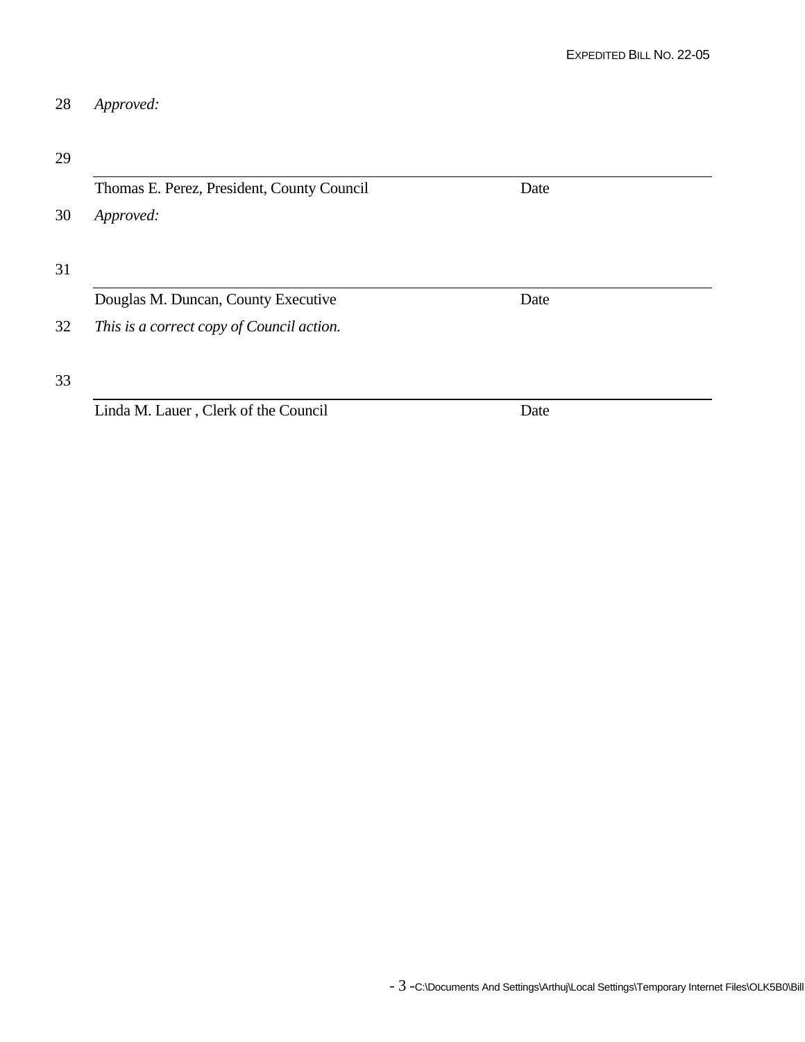28 *Approved:*

29

Thomas E. Perez, President, County Council Date

30 *Approved:*

31

Douglas M. Duncan, County Executive Date

32 *This is a correct copy of Council action.*

33

Linda M. Lauer , Clerk of the Council Date